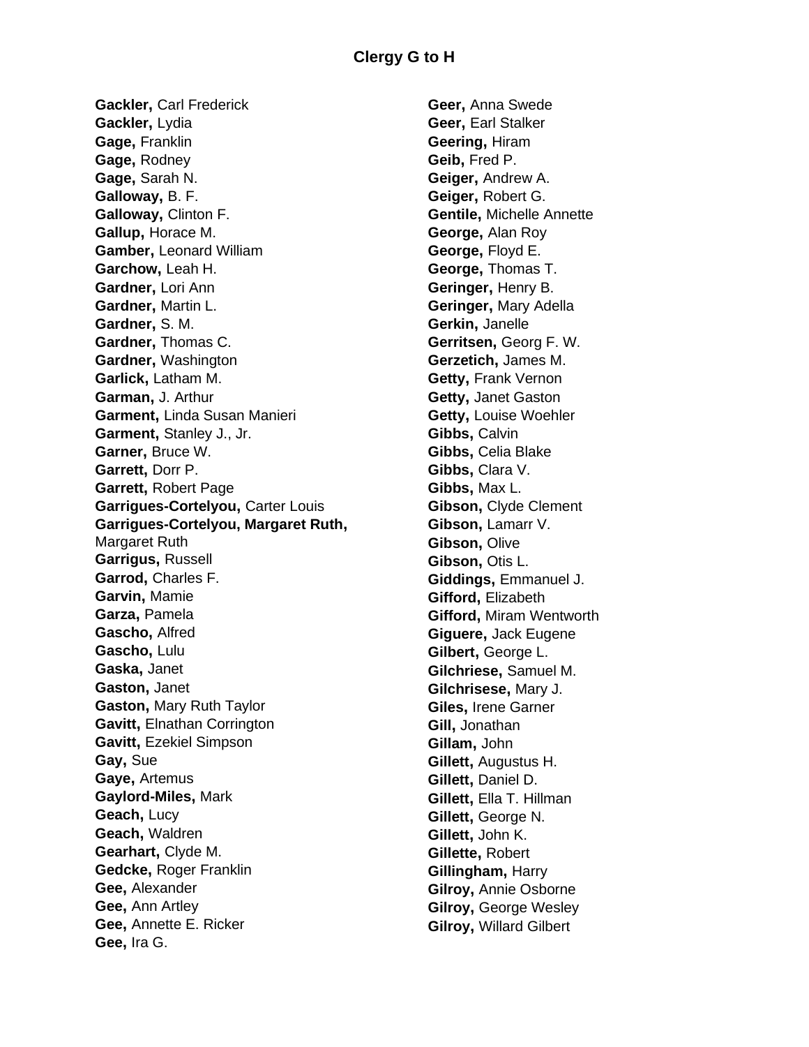# Clergy G to H

**Gackler,** Carl Frederick
**Gackler,** Lydia
**Gage,** Franklin
**Gage,** Rodney
**Gage,** Sarah N.
**Galloway,** B. F.
**Galloway,** Clinton F.
**Gallup,** Horace M.
**Gamber,** Leonard William
**Garchow,** Leah H.
**Gardner,** Lori Ann
**Gardner,** Martin L.
**Gardner,** S. M.
**Gardner,** Thomas C.
**Gardner,** Washington
**Garlick,** Latham M.
**Garman,** J. Arthur
**Garment,** Linda Susan Manieri
**Garment,** Stanley J., Jr.
**Garner,** Bruce W.
**Garrett,** Dorr P.
**Garrett,** Robert Page
**Garrigues-Cortelyou,** Carter Louis
**Garrigues-Cortelyou, Margaret Ruth,** Margaret Ruth
**Garrigus,** Russell
**Garrod,** Charles F.
**Garvin,** Mamie
**Garza,** Pamela
**Gascho,** Alfred
**Gascho,** Lulu
**Gaska,** Janet
**Gaston,** Janet
**Gaston,** Mary Ruth Taylor
**Gavitt,** Elnathan Corrington
**Gavitt,** Ezekiel Simpson
**Gay,** Sue
**Gaye,** Artemus
**Gaylord-Miles,** Mark
**Geach,** Lucy
**Geach,** Waldren
**Gearhart,** Clyde M.
**Gedcke,** Roger Franklin
**Gee,** Alexander
**Gee,** Ann Artley
**Gee,** Annette E. Ricker
**Gee,** Ira G.
**Geer,** Anna Swede
**Geer,** Earl Stalker
**Geering,** Hiram
**Geib,** Fred P.
**Geiger,** Andrew A.
**Geiger,** Robert G.
**Gentile,** Michelle Annette
**George,** Alan Roy
**George,** Floyd E.
**George,** Thomas T.
**Geringer,** Henry B.
**Geringer,** Mary Adella
**Gerkin,** Janelle
**Gerritsen,** Georg F. W.
**Gerzetich,** James M.
**Getty,** Frank Vernon
**Getty,** Janet Gaston
**Getty,** Louise Woehler
**Gibbs,** Calvin
**Gibbs,** Celia Blake
**Gibbs,** Clara V.
**Gibbs,** Max L.
**Gibson,** Clyde Clement
**Gibson,** Lamarr V.
**Gibson,** Olive
**Gibson,** Otis L.
**Giddings,** Emmanuel J.
**Gifford,** Elizabeth
**Gifford,** Miram Wentworth
**Giguere,** Jack Eugene
**Gilbert,** George L.
**Gilchriese,** Samuel M.
**Gilchrisese,** Mary J.
**Giles,** Irene Garner
**Gill,** Jonathan
**Gillam,** John
**Gillett,** Augustus H.
**Gillett,** Daniel D.
**Gillett,** Ella T. Hillman
**Gillett,** George N.
**Gillett,** John K.
**Gillette,** Robert
**Gillingham,** Harry
**Gilroy,** Annie Osborne
**Gilroy,** George Wesley
**Gilroy,** Willard Gilbert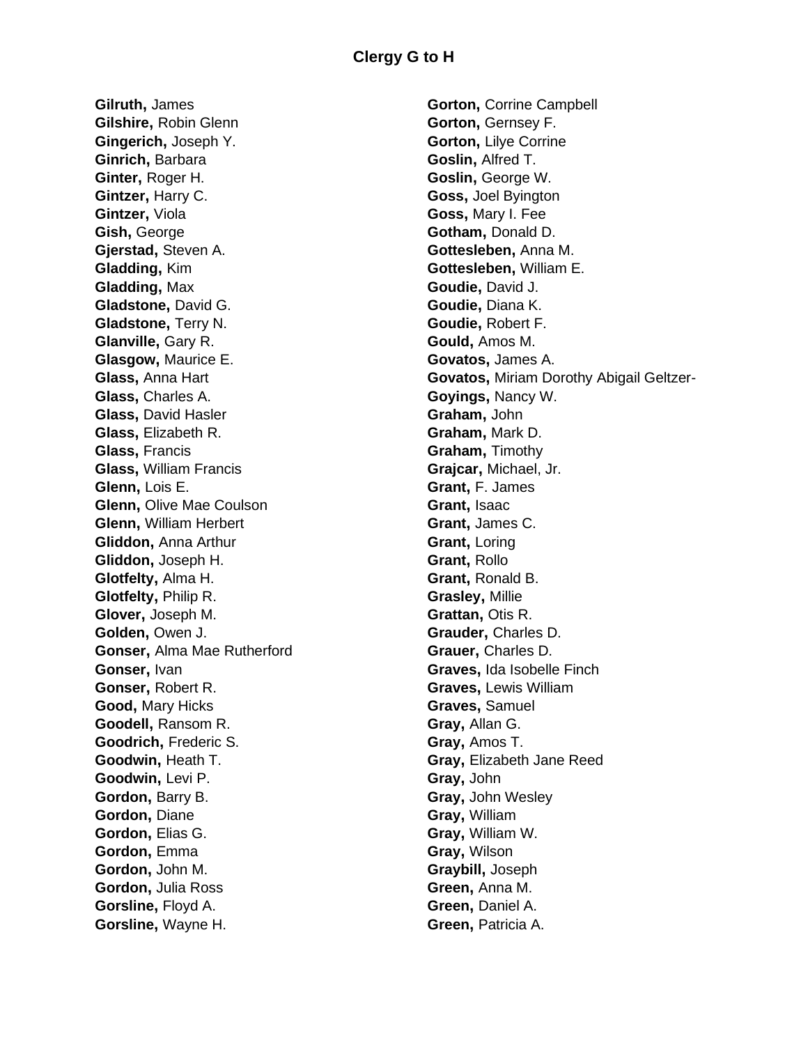## Clergy G to H

**Gilruth,** James
**Gilshire,** Robin Glenn
**Gingerich,** Joseph Y.
**Ginrich,** Barbara
**Ginter,** Roger H.
**Gintzer,** Harry C.
**Gintzer,** Viola
**Gish,** George
**Gjerstad,** Steven A.
**Gladding,** Kim
**Gladding,** Max
**Gladstone,** David G.
**Gladstone,** Terry N.
**Glanville,** Gary R.
**Glasgow,** Maurice E.
**Glass,** Anna Hart
**Glass,** Charles A.
**Glass,** David Hasler
**Glass,** Elizabeth R.
**Glass,** Francis
**Glass,** William Francis
**Glenn,** Lois E.
**Glenn,** Olive Mae Coulson
**Glenn,** William Herbert
**Gliddon,** Anna Arthur
**Gliddon,** Joseph H.
**Glotfelty,** Alma H.
**Glotfelty,** Philip R.
**Glover,** Joseph M.
**Golden,** Owen J.
**Gonser,** Alma Mae Rutherford
**Gonser,** Ivan
**Gonser,** Robert R.
**Good,** Mary Hicks
**Goodell,** Ransom R.
**Goodrich,** Frederic S.
**Goodwin,** Heath T.
**Goodwin,** Levi P.
**Gordon,** Barry B.
**Gordon,** Diane
**Gordon,** Elias G.
**Gordon,** Emma
**Gordon,** John M.
**Gordon,** Julia Ross
**Gorsline,** Floyd A.
**Gorsline,** Wayne H.
**Gorton,** Corrine Campbell
**Gorton,** Gernsey F.
**Gorton,** Lilye Corrine
**Goslin,** Alfred T.
**Goslin,** George W.
**Goss,** Joel Byington
**Goss,** Mary I. Fee
**Gotham,** Donald D.
**Gottesleben,** Anna M.
**Gottesleben,** William E.
**Goudie,** David J.
**Goudie,** Diana K.
**Goudie,** Robert F.
**Gould,** Amos M.
**Govatos,** James A.
**Govatos,** Miriam Dorothy Abigail Geltzer-
**Goyings,** Nancy W.
**Graham,** John
**Graham,** Mark D.
**Graham,** Timothy
**Grajcar,** Michael, Jr.
**Grant,** F. James
**Grant,** Isaac
**Grant,** James C.
**Grant,** Loring
**Grant,** Rollo
**Grant,** Ronald B.
**Grasley,** Millie
**Grattan,** Otis R.
**Grauder,** Charles D.
**Grauer,** Charles D.
**Graves,** Ida Isobelle Finch
**Graves,** Lewis William
**Graves,** Samuel
**Gray,** Allan G.
**Gray,** Amos T.
**Gray,** Elizabeth Jane Reed
**Gray,** John
**Gray,** John Wesley
**Gray,** William
**Gray,** William W.
**Gray,** Wilson
**Graybill,** Joseph
**Green,** Anna M.
**Green,** Daniel A.
**Green,** Patricia A.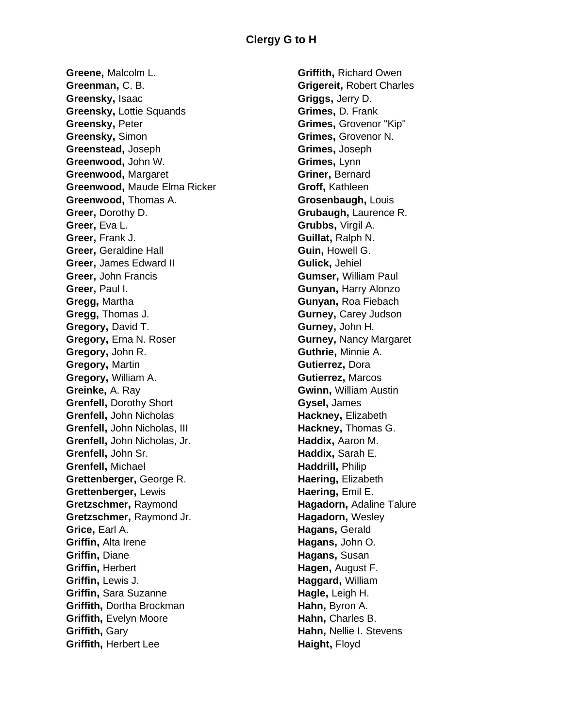## Clergy G to H

**Greene,** Malcolm L.
**Greenman,** C. B.
**Greensky,** Isaac
**Greensky,** Lottie Squands
**Greensky,** Peter
**Greensky,** Simon
**Greenstead,** Joseph
**Greenwood,** John W.
**Greenwood,** Margaret
**Greenwood,** Maude Elma Ricker
**Greenwood,** Thomas A.
**Greer,** Dorothy D.
**Greer,** Eva L.
**Greer,** Frank J.
**Greer,** Geraldine Hall
**Greer,** James Edward II
**Greer,** John Francis
**Greer,** Paul I.
**Gregg,** Martha
**Gregg,** Thomas J.
**Gregory,** David T.
**Gregory,** Erna N. Roser
**Gregory,** John R.
**Gregory,** Martin
**Gregory,** William A.
**Greinke,** A. Ray
**Grenfell,** Dorothy Short
**Grenfell,** John Nicholas
**Grenfell,** John Nicholas, III
**Grenfell,** John Nicholas, Jr.
**Grenfell,** John Sr.
**Grenfell,** Michael
**Grettenberger,** George R.
**Grettenberger,** Lewis
**Gretzschmer,** Raymond
**Gretzschmer,** Raymond Jr.
**Grice,** Earl A.
**Griffin,** Alta Irene
**Griffin,** Diane
**Griffin,** Herbert
**Griffin,** Lewis J.
**Griffin,** Sara Suzanne
**Griffith,** Dortha Brockman
**Griffith,** Evelyn Moore
**Griffith,** Gary
**Griffith,** Herbert Lee
**Griffith,** Richard Owen
**Grigereit,** Robert Charles
**Griggs,** Jerry D.
**Grimes,** D. Frank
**Grimes,** Grovenor "Kip"
**Grimes,** Grovenor N.
**Grimes,** Joseph
**Grimes,** Lynn
**Griner,** Bernard
**Groff,** Kathleen
**Grosenbaugh,** Louis
**Grubaugh,** Laurence R.
**Grubbs,** Virgil A.
**Guillat,** Ralph N.
**Guin,** Howell G.
**Gulick,** Jehiel
**Gumser,** William Paul
**Gunyan,** Harry Alonzo
**Gunyan,** Roa Fiebach
**Gurney,** Carey Judson
**Gurney,** John H.
**Gurney,** Nancy Margaret
**Guthrie,** Minnie A.
**Gutierrez,** Dora
**Gutierrez,** Marcos
**Gwinn,** William Austin
**Gysel,** James
**Hackney,** Elizabeth
**Hackney,** Thomas G.
**Haddix,** Aaron M.
**Haddix,** Sarah E.
**Haddrill,** Philip
**Haering,** Elizabeth
**Haering,** Emil E.
**Hagadorn,** Adaline Talure
**Hagadorn,** Wesley
**Hagans,** Gerald
**Hagans,** John O.
**Hagans,** Susan
**Hagen,** August F.
**Haggard,** William
**Hagle,** Leigh H.
**Hahn,** Byron A.
**Hahn,** Charles B.
**Hahn,** Nellie I. Stevens
**Haight,** Floyd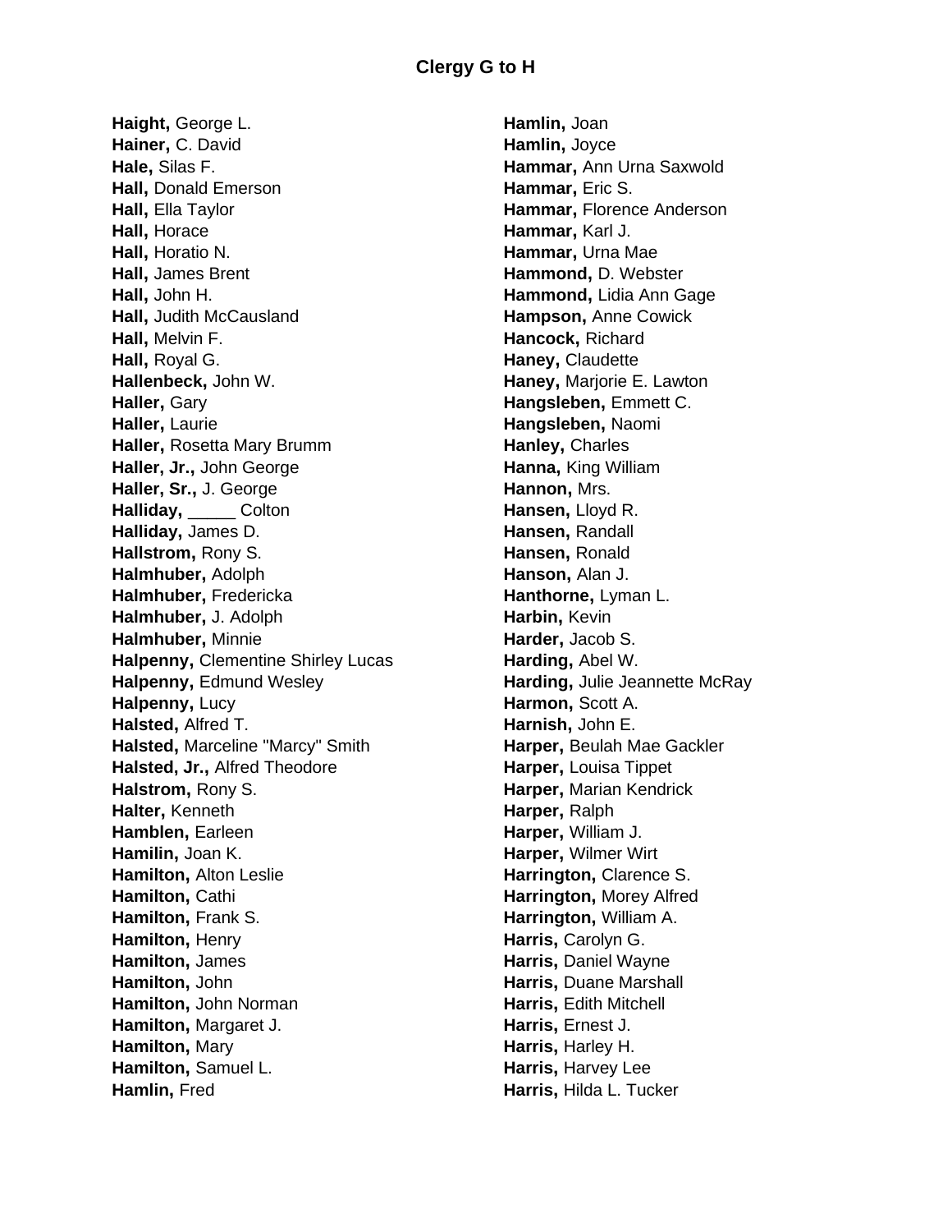# Clergy G to H

**Haight,** George L.
**Hainer,** C. David
**Hale,** Silas F.
**Hall,** Donald Emerson
**Hall,** Ella Taylor
**Hall,** Horace
**Hall,** Horatio N.
**Hall,** James Brent
**Hall,** John H.
**Hall,** Judith McCausland
**Hall,** Melvin F.
**Hall,** Royal G.
**Hallenbeck,** John W.
**Haller,** Gary
**Haller,** Laurie
**Haller,** Rosetta Mary Brumm
**Haller, Jr.,** John George
**Haller, Sr.,** J. George
**Halliday,** _____ Colton
**Halliday,** James D.
**Hallstrom,** Rony S.
**Halmhuber,** Adolph
**Halmhuber,** Fredericka
**Halmhuber,** J. Adolph
**Halmhuber,** Minnie
**Halpenny,** Clementine Shirley Lucas
**Halpenny,** Edmund Wesley
**Halpenny,** Lucy
**Halsted,** Alfred T.
**Halsted,** Marceline "Marcy" Smith
**Halsted, Jr.,** Alfred Theodore
**Halstrom,** Rony S.
**Halter,** Kenneth
**Hamblen,** Earleen
**Hamilin,** Joan K.
**Hamilton,** Alton Leslie
**Hamilton,** Cathi
**Hamilton,** Frank S.
**Hamilton,** Henry
**Hamilton,** James
**Hamilton,** John
**Hamilton,** John Norman
**Hamilton,** Margaret J.
**Hamilton,** Mary
**Hamilton,** Samuel L.
**Hamlin,** Fred
**Hamlin,** Joan
**Hamlin,** Joyce
**Hammar,** Ann Urna Saxwold
**Hammar,** Eric S.
**Hammar,** Florence Anderson
**Hammar,** Karl J.
**Hammar,** Urna Mae
**Hammond,** D. Webster
**Hammond,** Lidia Ann Gage
**Hampson,** Anne Cowick
**Hancock,** Richard
**Haney,** Claudette
**Haney,** Marjorie E. Lawton
**Hangsleben,** Emmett C.
**Hangsleben,** Naomi
**Hanley,** Charles
**Hanna,** King William
**Hannon,** Mrs.
**Hansen,** Lloyd R.
**Hansen,** Randall
**Hansen,** Ronald
**Hanson,** Alan J.
**Hanthorne,** Lyman L.
**Harbin,** Kevin
**Harder,** Jacob S.
**Harding,** Abel W.
**Harding,** Julie Jeannette McRay
**Harmon,** Scott A.
**Harnish,** John E.
**Harper,** Beulah Mae Gackler
**Harper,** Louisa Tippet
**Harper,** Marian Kendrick
**Harper,** Ralph
**Harper,** William J.
**Harper,** Wilmer Wirt
**Harrington,** Clarence S.
**Harrington,** Morey Alfred
**Harrington,** William A.
**Harris,** Carolyn G.
**Harris,** Daniel Wayne
**Harris,** Duane Marshall
**Harris,** Edith Mitchell
**Harris,** Ernest J.
**Harris,** Harley H.
**Harris,** Harvey Lee
**Harris,** Hilda L. Tucker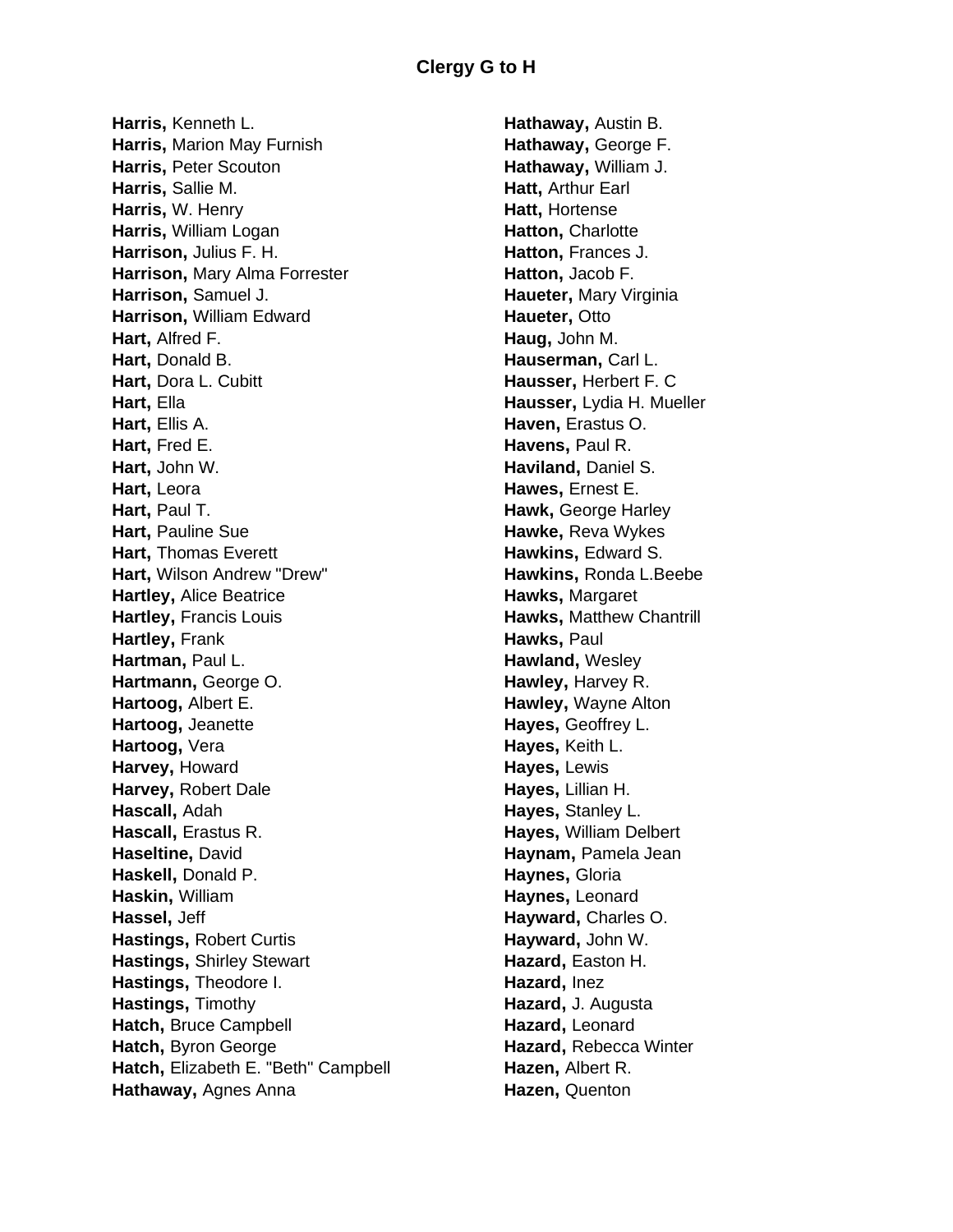# Clergy G to H

**Harris,** Kenneth L.
**Harris,** Marion May Furnish
**Harris,** Peter Scouton
**Harris,** Sallie M.
**Harris,** W. Henry
**Harris,** William Logan
**Harrison,** Julius F. H.
**Harrison,** Mary Alma Forrester
**Harrison,** Samuel J.
**Harrison,** William Edward
**Hart,** Alfred F.
**Hart,** Donald B.
**Hart,** Dora L. Cubitt
**Hart,** Ella
**Hart,** Ellis A.
**Hart,** Fred E.
**Hart,** John W.
**Hart,** Leora
**Hart,** Paul T.
**Hart,** Pauline Sue
**Hart,** Thomas Everett
**Hart,** Wilson Andrew "Drew"
**Hartley,** Alice Beatrice
**Hartley,** Francis Louis
**Hartley,** Frank
**Hartman,** Paul L.
**Hartmann,** George O.
**Hartoog,** Albert E.
**Hartoog,** Jeanette
**Hartoog,** Vera
**Harvey,** Howard
**Harvey,** Robert Dale
**Hascall,** Adah
**Hascall,** Erastus R.
**Haseltine,** David
**Haskell,** Donald P.
**Haskin,** William
**Hassel,** Jeff
**Hastings,** Robert Curtis
**Hastings,** Shirley Stewart
**Hastings,** Theodore I.
**Hastings,** Timothy
**Hatch,** Bruce Campbell
**Hatch,** Byron George
**Hatch,** Elizabeth E. "Beth" Campbell
**Hathaway,** Agnes Anna
**Hathaway,** Austin B.
**Hathaway,** George F.
**Hathaway,** William J.
**Hatt,** Arthur Earl
**Hatt,** Hortense
**Hatton,** Charlotte
**Hatton,** Frances J.
**Hatton,** Jacob F.
**Haueter,** Mary Virginia
**Haueter,** Otto
**Haug,** John M.
**Hauserman,** Carl L.
**Hausser,** Herbert F. C
**Hausser,** Lydia H. Mueller
**Haven,** Erastus O.
**Havens,** Paul R.
**Haviland,** Daniel S.
**Hawes,** Ernest E.
**Hawk,** George Harley
**Hawke,** Reva Wykes
**Hawkins,** Edward S.
**Hawkins,** Ronda L.Beebe
**Hawks,** Margaret
**Hawks,** Matthew Chantrill
**Hawks,** Paul
**Hawland,** Wesley
**Hawley,** Harvey R.
**Hawley,** Wayne Alton
**Hayes,** Geoffrey L.
**Hayes,** Keith L.
**Hayes,** Lewis
**Hayes,** Lillian H.
**Hayes,** Stanley L.
**Hayes,** William Delbert
**Haynam,** Pamela Jean
**Haynes,** Gloria
**Haynes,** Leonard
**Hayward,** Charles O.
**Hayward,** John W.
**Hazard,** Easton H.
**Hazard,** Inez
**Hazard,** J. Augusta
**Hazard,** Leonard
**Hazard,** Rebecca Winter
**Hazen,** Albert R.
**Hazen,** Quenton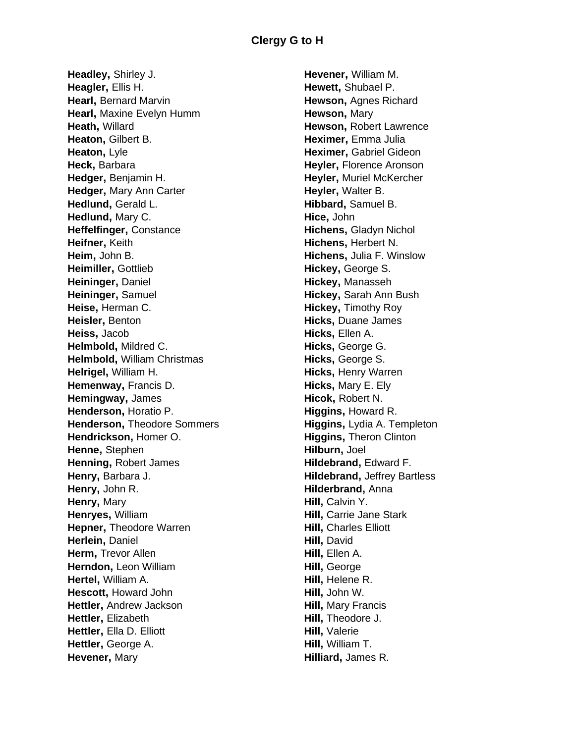## Clergy G to H

**Headley,** Shirley J.
**Heagler,** Ellis H.
**Hearl,** Bernard Marvin
**Hearl,** Maxine Evelyn Humm
**Heath,** Willard
**Heaton,** Gilbert B.
**Heaton,** Lyle
**Heck,** Barbara
**Hedger,** Benjamin H.
**Hedger,** Mary Ann Carter
**Hedlund,** Gerald L.
**Hedlund,** Mary C.
**Heffelfinger,** Constance
**Heifner,** Keith
**Heim,** John B.
**Heimiller,** Gottlieb
**Heininger,** Daniel
**Heininger,** Samuel
**Heise,** Herman C.
**Heisler,** Benton
**Heiss,** Jacob
**Helmbold,** Mildred C.
**Helmbold,** William Christmas
**Helrigel,** William H.
**Hemenway,** Francis D.
**Hemingway,** James
**Henderson,** Horatio P.
**Henderson,** Theodore Sommers
**Hendrickson,** Homer O.
**Henne,** Stephen
**Henning,** Robert James
**Henry,** Barbara J.
**Henry,** John R.
**Henry,** Mary
**Henryes,** William
**Hepner,** Theodore Warren
**Herlein,** Daniel
**Herm,** Trevor Allen
**Herndon,** Leon William
**Hertel,** William A.
**Hescott,** Howard John
**Hettler,** Andrew Jackson
**Hettler,** Elizabeth
**Hettler,** Ella D. Elliott
**Hettler,** George A.
**Hevener,** Mary
**Hevener,** William M.
**Hewett,** Shubael P.
**Hewson,** Agnes Richard
**Hewson,** Mary
**Hewson,** Robert Lawrence
**Heximer,** Emma Julia
**Heximer,** Gabriel Gideon
**Heyler,** Florence Aronson
**Heyler,** Muriel McKercher
**Heyler,** Walter B.
**Hibbard,** Samuel B.
**Hice,** John
**Hichens,** Gladyn Nichol
**Hichens,** Herbert N.
**Hichens,** Julia F. Winslow
**Hickey,** George S.
**Hickey,** Manasseh
**Hickey,** Sarah Ann Bush
**Hickey,** Timothy Roy
**Hicks,** Duane James
**Hicks,** Ellen A.
**Hicks,** George G.
**Hicks,** George S.
**Hicks,** Henry Warren
**Hicks,** Mary E. Ely
**Hicok,** Robert N.
**Higgins,** Howard R.
**Higgins,** Lydia A. Templeton
**Higgins,** Theron Clinton
**Hilburn,** Joel
**Hildebrand,** Edward F.
**Hildebrand,** Jeffrey Bartless
**Hilderbrand,** Anna
**Hill,** Calvin Y.
**Hill,** Carrie Jane Stark
**Hill,** Charles Elliott
**Hill,** David
**Hill,** Ellen A.
**Hill,** George
**Hill,** Helene R.
**Hill,** John W.
**Hill,** Mary Francis
**Hill,** Theodore J.
**Hill,** Valerie
**Hill,** William T.
**Hilliard,** James R.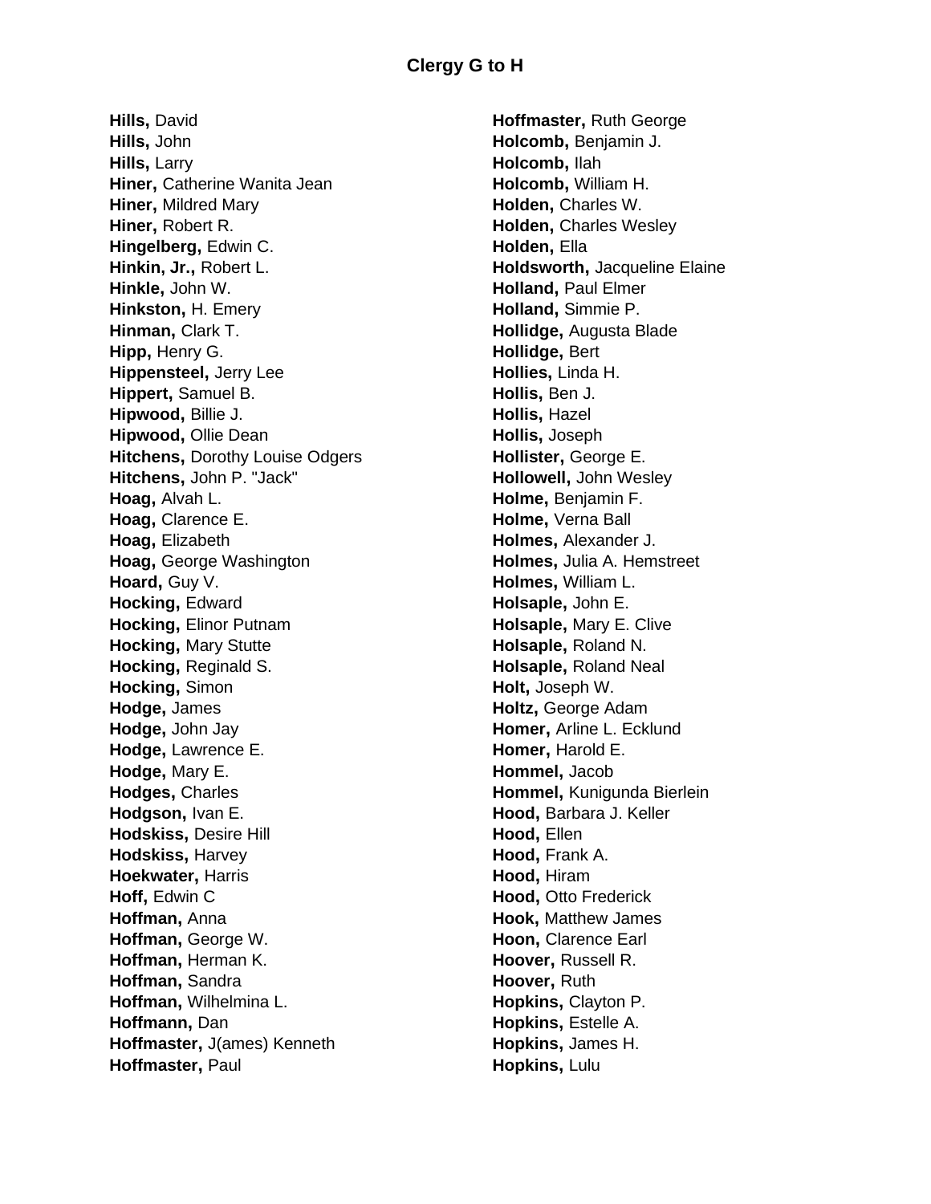# Clergy G to H

**Hills,** David
**Hills,** John
**Hills,** Larry
**Hiner,** Catherine Wanita Jean
**Hiner,** Mildred Mary
**Hiner,** Robert R.
**Hingelberg,** Edwin C.
**Hinkin, Jr.,** Robert L.
**Hinkle,** John W.
**Hinkston,** H. Emery
**Hinman,** Clark T.
**Hipp,** Henry G.
**Hippensteel,** Jerry Lee
**Hippert,** Samuel B.
**Hipwood,** Billie J.
**Hipwood,** Ollie Dean
**Hitchens,** Dorothy Louise Odgers
**Hitchens,** John P. "Jack"
**Hoag,** Alvah L.
**Hoag,** Clarence E.
**Hoag,** Elizabeth
**Hoag,** George Washington
**Hoard,** Guy V.
**Hocking,** Edward
**Hocking,** Elinor Putnam
**Hocking,** Mary Stutte
**Hocking,** Reginald S.
**Hocking,** Simon
**Hodge,** James
**Hodge,** John Jay
**Hodge,** Lawrence E.
**Hodge,** Mary E.
**Hodges,** Charles
**Hodgson,** Ivan E.
**Hodskiss,** Desire Hill
**Hodskiss,** Harvey
**Hoekwater,** Harris
**Hoff,** Edwin C
**Hoffman,** Anna
**Hoffman,** George W.
**Hoffman,** Herman K.
**Hoffman,** Sandra
**Hoffman,** Wilhelmina L.
**Hoffmann,** Dan
**Hoffmaster,** J(ames) Kenneth
**Hoffmaster,** Paul
**Hoffmaster,** Ruth George
**Holcomb,** Benjamin J.
**Holcomb,** Ilah
**Holcomb,** William H.
**Holden,** Charles W.
**Holden,** Charles Wesley
**Holden,** Ella
**Holdsworth,** Jacqueline Elaine
**Holland,** Paul Elmer
**Holland,** Simmie P.
**Hollidge,** Augusta Blade
**Hollidge,** Bert
**Hollies,** Linda H.
**Hollis,** Ben J.
**Hollis,** Hazel
**Hollis,** Joseph
**Hollister,** George E.
**Hollowell,** John Wesley
**Holme,** Benjamin F.
**Holme,** Verna Ball
**Holmes,** Alexander J.
**Holmes,** Julia A. Hemstreet
**Holmes,** William L.
**Holsaple,** John E.
**Holsaple,** Mary E. Clive
**Holsaple,** Roland N.
**Holsaple,** Roland Neal
**Holt,** Joseph W.
**Holtz,** George Adam
**Homer,** Arline L. Ecklund
**Homer,** Harold E.
**Hommel,** Jacob
**Hommel,** Kunigunda Bierlein
**Hood,** Barbara J. Keller
**Hood,** Ellen
**Hood,** Frank A.
**Hood,** Hiram
**Hood,** Otto Frederick
**Hook,** Matthew James
**Hoon,** Clarence Earl
**Hoover,** Russell R.
**Hoover,** Ruth
**Hopkins,** Clayton P.
**Hopkins,** Estelle A.
**Hopkins,** James H.
**Hopkins,** Lulu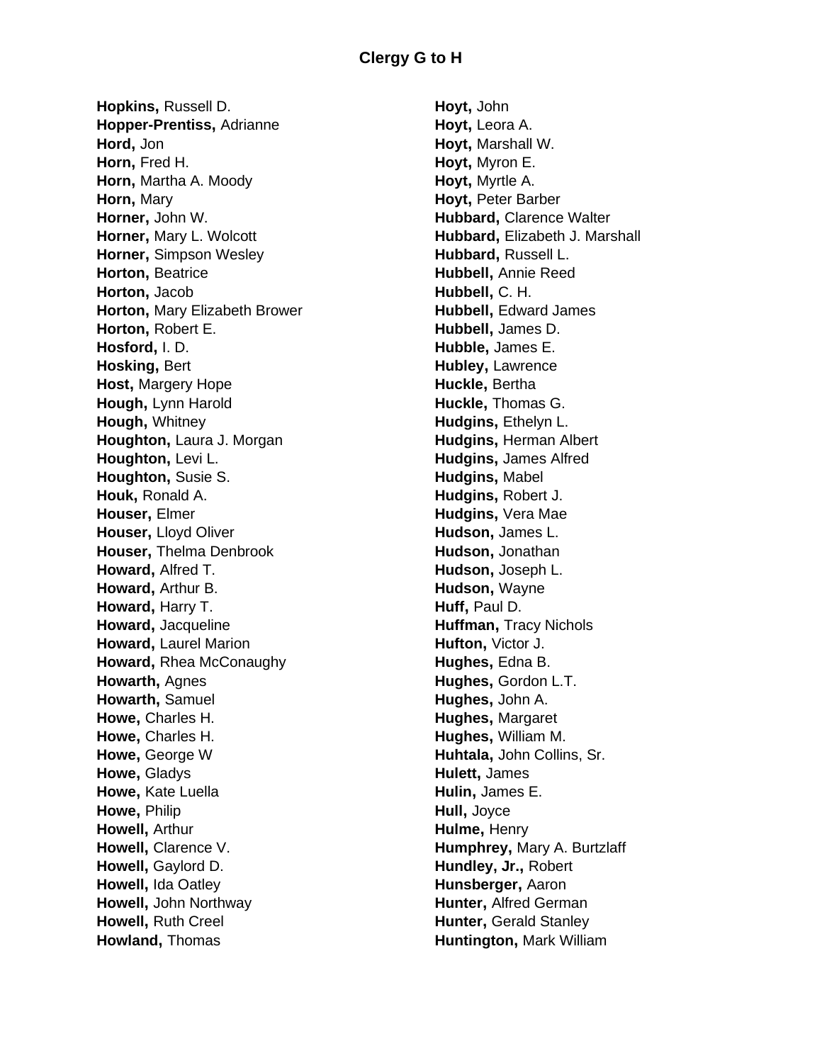## Clergy G to H

**Hopkins,** Russell D.
**Hopper-Prentiss,** Adrianne
**Hord,** Jon
**Horn,** Fred H.
**Horn,** Martha A. Moody
**Horn,** Mary
**Horner,** John W.
**Horner,** Mary L. Wolcott
**Horner,** Simpson Wesley
**Horton,** Beatrice
**Horton,** Jacob
**Horton,** Mary Elizabeth Brower
**Horton,** Robert E.
**Hosford,** I. D.
**Hosking,** Bert
**Host,** Margery Hope
**Hough,** Lynn Harold
**Hough,** Whitney
**Houghton,** Laura J. Morgan
**Houghton,** Levi L.
**Houghton,** Susie S.
**Houk,** Ronald A.
**Houser,** Elmer
**Houser,** Lloyd Oliver
**Houser,** Thelma Denbrook
**Howard,** Alfred T.
**Howard,** Arthur B.
**Howard,** Harry T.
**Howard,** Jacqueline
**Howard,** Laurel Marion
**Howard,** Rhea McConaughy
**Howarth,** Agnes
**Howarth,** Samuel
**Howe,** Charles H.
**Howe,** Charles H.
**Howe,** George W
**Howe,** Gladys
**Howe,** Kate Luella
**Howe,** Philip
**Howell,** Arthur
**Howell,** Clarence V.
**Howell,** Gaylord D.
**Howell,** Ida Oatley
**Howell,** John Northway
**Howell,** Ruth Creel
**Howland,** Thomas
**Hoyt,** John
**Hoyt,** Leora A.
**Hoyt,** Marshall W.
**Hoyt,** Myron E.
**Hoyt,** Myrtle A.
**Hoyt,** Peter Barber
**Hubbard,** Clarence Walter
**Hubbard,** Elizabeth J. Marshall
**Hubbard,** Russell L.
**Hubbell,** Annie Reed
**Hubbell,** C. H.
**Hubbell,** Edward James
**Hubbell,** James D.
**Hubble,** James E.
**Hubley,** Lawrence
**Huckle,** Bertha
**Huckle,** Thomas G.
**Hudgins,** Ethelyn L.
**Hudgins,** Herman Albert
**Hudgins,** James Alfred
**Hudgins,** Mabel
**Hudgins,** Robert J.
**Hudgins,** Vera Mae
**Hudson,** James L.
**Hudson,** Jonathan
**Hudson,** Joseph L.
**Hudson,** Wayne
**Huff,** Paul D.
**Huffman,** Tracy Nichols
**Hufton,** Victor J.
**Hughes,** Edna B.
**Hughes,** Gordon L.T.
**Hughes,** John A.
**Hughes,** Margaret
**Hughes,** William M.
**Huhtala,** John Collins, Sr.
**Hulett,** James
**Hulin,** James E.
**Hull,** Joyce
**Hulme,** Henry
**Humphrey,** Mary A. Burtzlaff
**Hundley, Jr.,** Robert
**Hunsberger,** Aaron
**Hunter,** Alfred German
**Hunter,** Gerald Stanley
**Huntington,** Mark William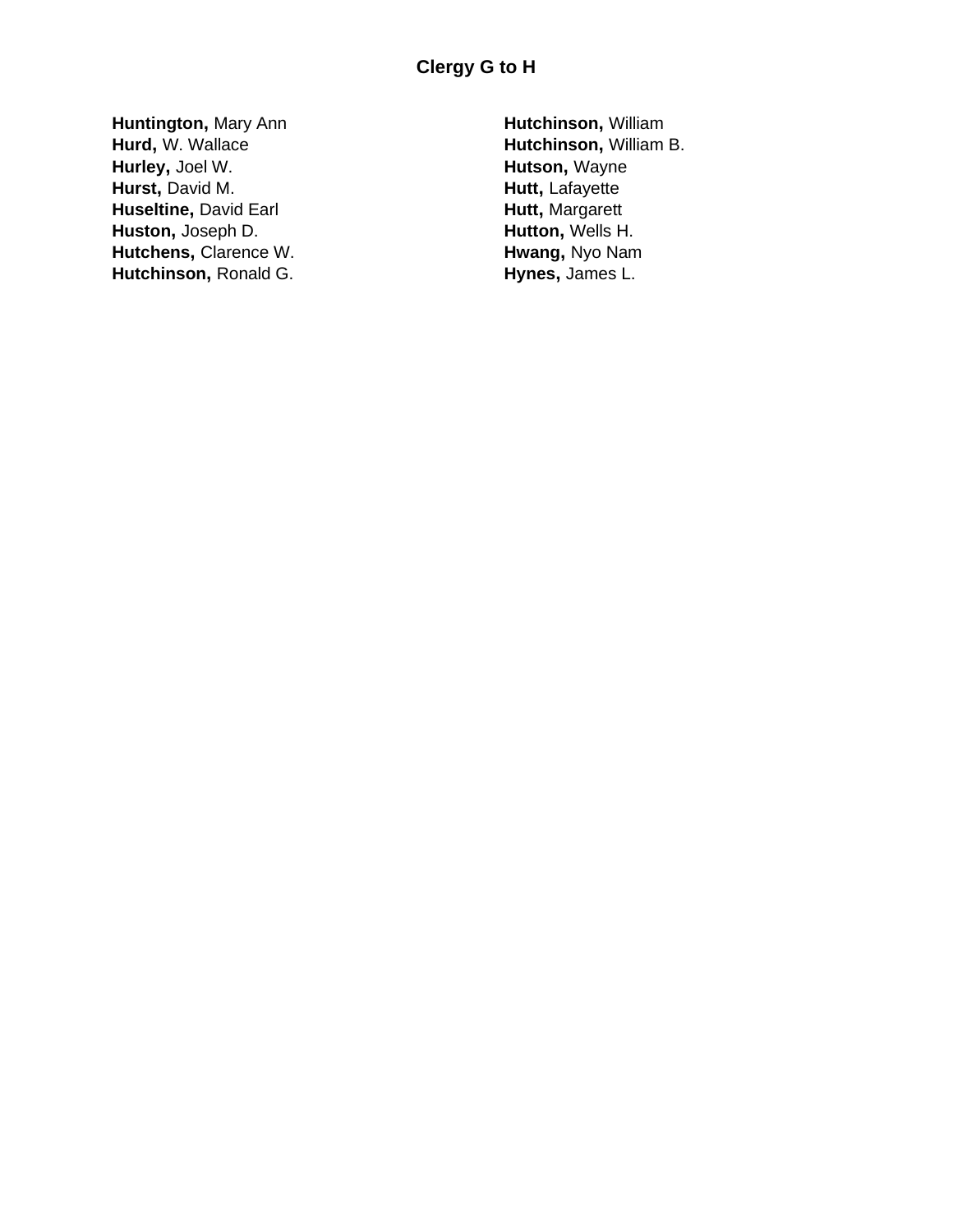## Clergy G to H

**Huntington,** Mary Ann
**Hurd,** W. Wallace
**Hurley,** Joel W.
**Hurst,** David M.
**Huseltine,** David Earl
**Huston,** Joseph D.
**Hutchens,** Clarence W.
**Hutchinson,** Ronald G.
**Hutchinson,** William
**Hutchinson,** William B.
**Hutson,** Wayne
**Hutt,** Lafayette
**Hutt,** Margarett
**Hutton,** Wells H.
**Hwang,** Nyo Nam
**Hynes,** James L.